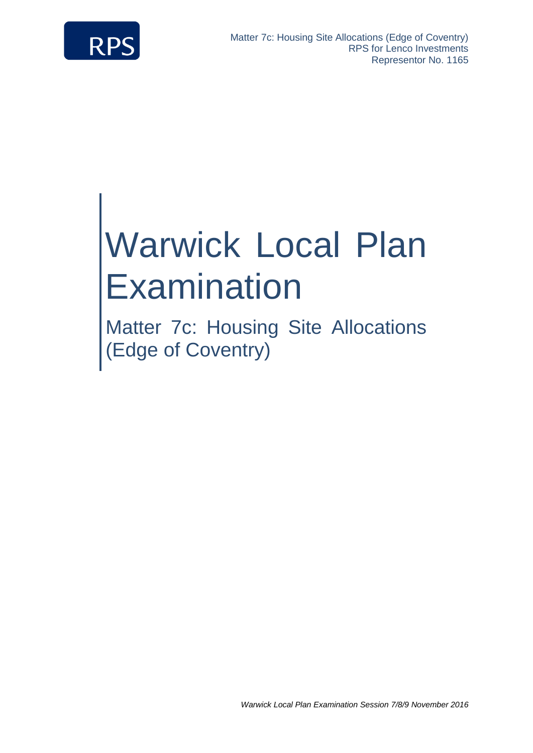Matter 7c: Housing Site Allocations (Edge of Coventry)
RPS for Lenco Investments
Representor No. 1165

# Warwick Local Plan Examination

## Matter 7c: Housing Site Allocations (Edge of Coventry)

*Warwick Local Plan Examination Session 7/8/9 November 2016*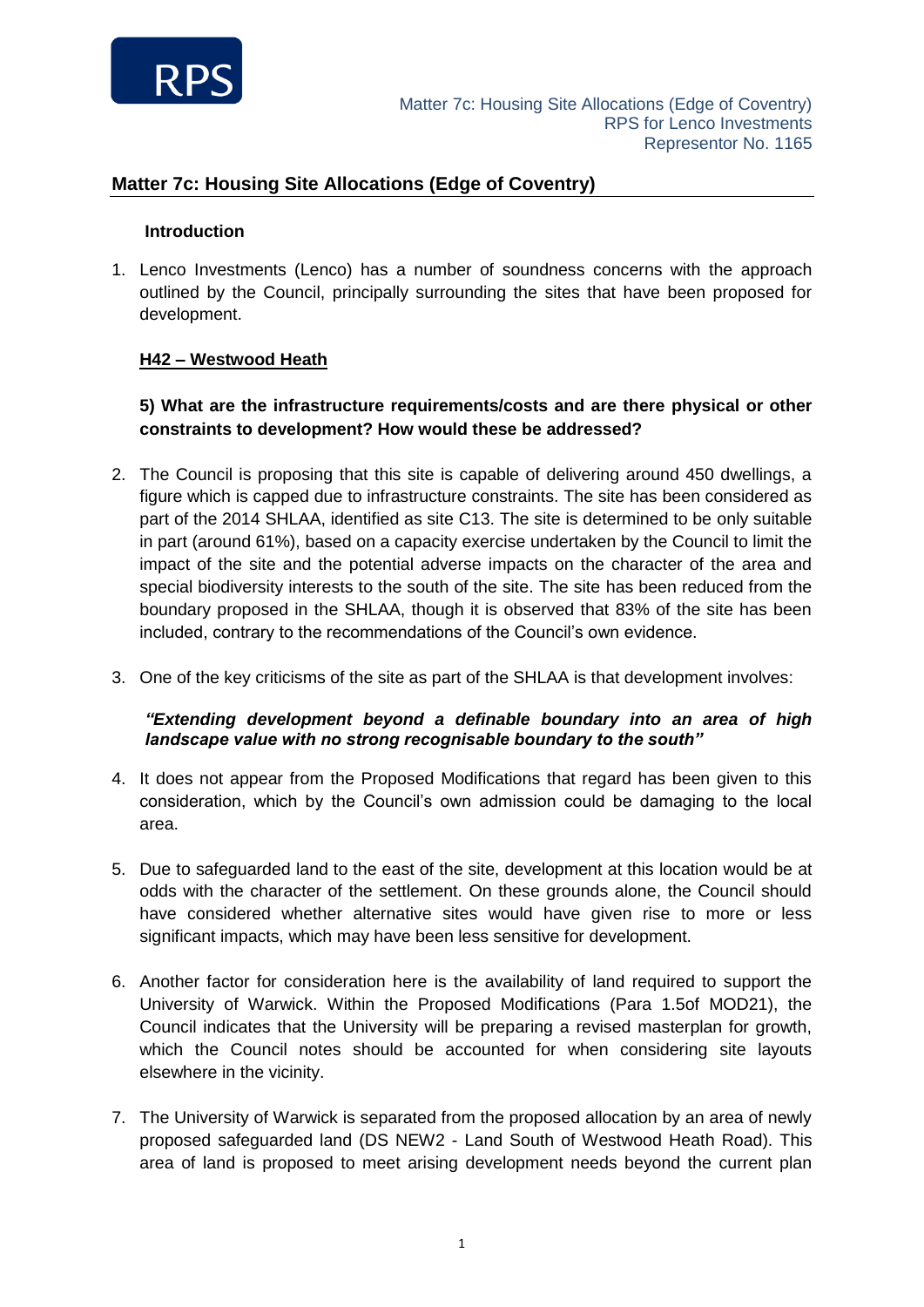## Matter 7c: Housing Site Allocations (Edge of Coventry)

### Introduction

1. Lenco Investments (Lenco) has a number of soundness concerns with the approach outlined by the Council, principally surrounding the sites that have been proposed for development.

**H42 – Westwood Heath**

**5) What are the infrastructure requirements/costs and are there physical or other constraints to development? How would these be addressed?**

2. The Council is proposing that this site is capable of delivering around 450 dwellings, a figure which is capped due to infrastructure constraints. The site has been considered as part of the 2014 SHLAA, identified as site C13. The site is determined to be only suitable in part (around 61%), based on a capacity exercise undertaken by the Council to limit the impact of the site and the potential adverse impacts on the character of the area and special biodiversity interests to the south of the site. The site has been reduced from the boundary proposed in the SHLAA, though it is observed that 83% of the site has been included, contrary to the recommendations of the Council's own evidence.

3. One of the key criticisms of the site as part of the SHLAA is that development involves:

   ***"Extending development beyond a definable boundary into an area of high landscape value with no strong recognisable boundary to the south"***

4. It does not appear from the Proposed Modifications that regard has been given to this consideration, which by the Council's own admission could be damaging to the local area.

5. Due to safeguarded land to the east of the site, development at this location would be at odds with the character of the settlement. On these grounds alone, the Council should have considered whether alternative sites would have given rise to more or less significant impacts, which may have been less sensitive for development.

6. Another factor for consideration here is the availability of land required to support the University of Warwick. Within the Proposed Modifications (Para 1.5of MOD21), the Council indicates that the University will be preparing a revised masterplan for growth, which the Council notes should be accounted for when considering site layouts elsewhere in the vicinity.

7. The University of Warwick is separated from the proposed allocation by an area of newly proposed safeguarded land (DS NEW2 - Land South of Westwood Heath Road). This area of land is proposed to meet arising development needs beyond the current plan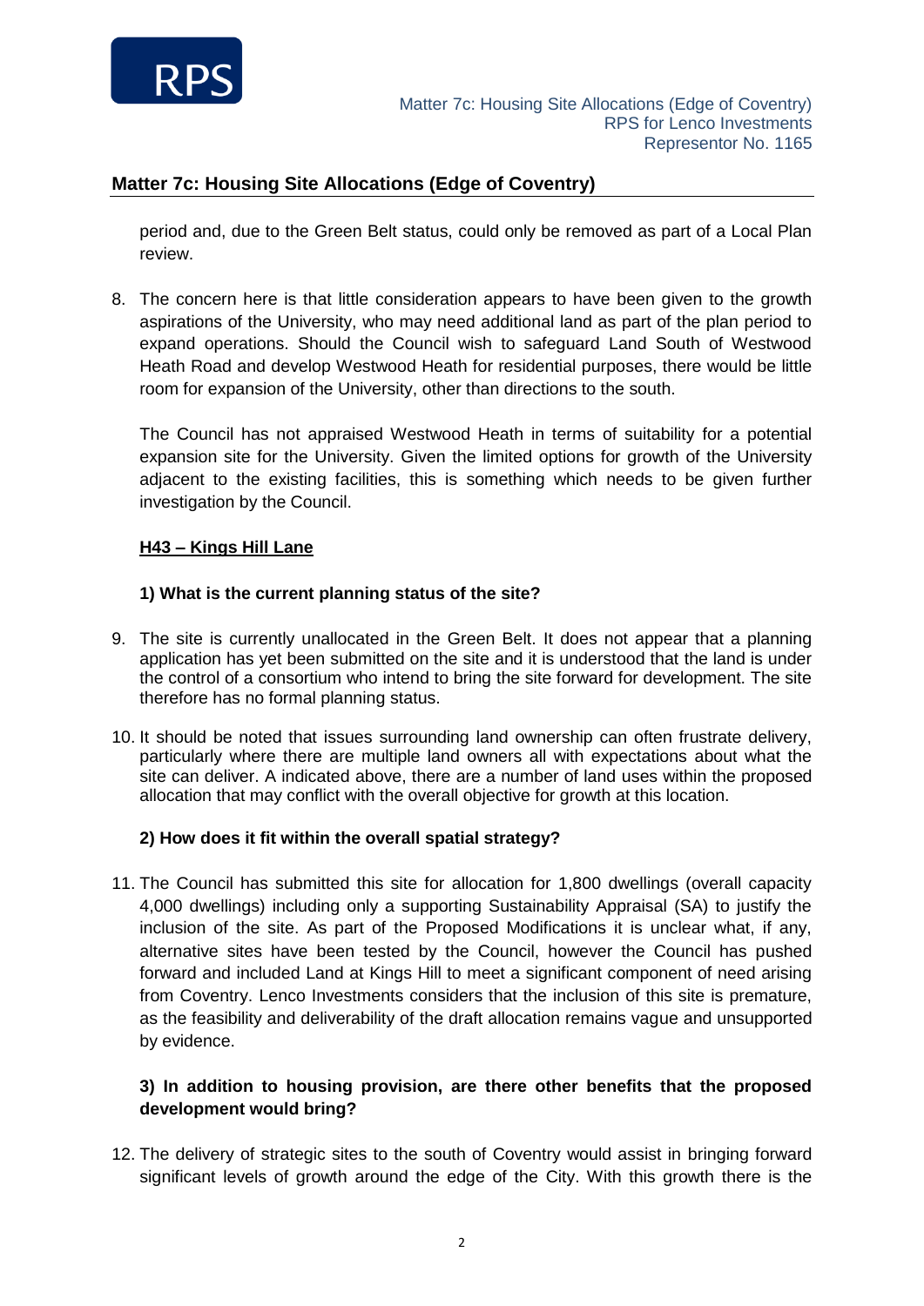period and, due to the Green Belt status, could only be removed as part of a Local Plan review.

8. The concern here is that little consideration appears to have been given to the growth aspirations of the University, who may need additional land as part of the plan period to expand operations. Should the Council wish to safeguard Land South of Westwood Heath Road and develop Westwood Heath for residential purposes, there would be little room for expansion of the University, other than directions to the south.

   The Council has not appraised Westwood Heath in terms of suitability for a potential expansion site for the University. Given the limited options for growth of the University adjacent to the existing facilities, this is something which needs to be given further investigation by the Council.

**<u>H43 – Kings Hill Lane</u>**

**1) What is the current planning status of the site?**

9. The site is currently unallocated in the Green Belt. It does not appear that a planning application has yet been submitted on the site and it is understood that the land is under the control of a consortium who intend to bring the site forward for development. The site therefore has no formal planning status.

10. It should be noted that issues surrounding land ownership can often frustrate delivery, particularly where there are multiple land owners all with expectations about what the site can deliver. A indicated above, there are a number of land uses within the proposed allocation that may conflict with the overall objective for growth at this location.

**2) How does it fit within the overall spatial strategy?**

11. The Council has submitted this site for allocation for 1,800 dwellings (overall capacity 4,000 dwellings) including only a supporting Sustainability Appraisal (SA) to justify the inclusion of the site. As part of the Proposed Modifications it is unclear what, if any, alternative sites have been tested by the Council, however the Council has pushed forward and included Land at Kings Hill to meet a significant component of need arising from Coventry. Lenco Investments considers that the inclusion of this site is premature, as the feasibility and deliverability of the draft allocation remains vague and unsupported by evidence.

**3) In addition to housing provision, are there other benefits that the proposed development would bring?**

12. The delivery of strategic sites to the south of Coventry would assist in bringing forward significant levels of growth around the edge of the City. With this growth there is the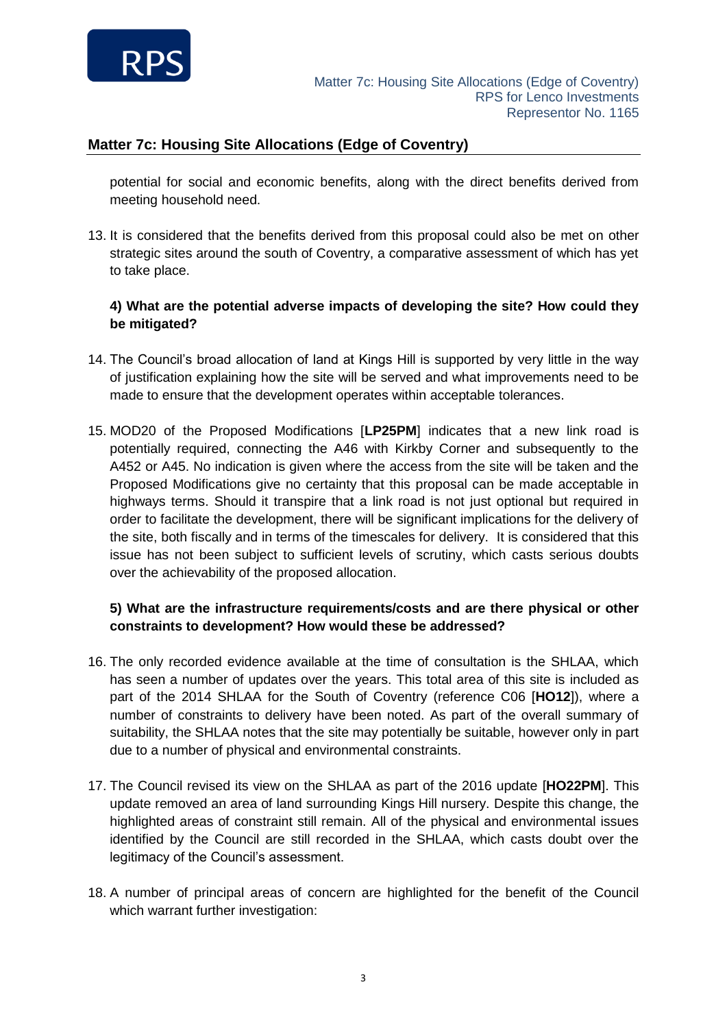potential for social and economic benefits, along with the direct benefits derived from meeting household need.

13. It is considered that the benefits derived from this proposal could also be met on other strategic sites around the south of Coventry, a comparative assessment of which has yet to take place.

**4) What are the potential adverse impacts of developing the site? How could they be mitigated?**

14. The Council's broad allocation of land at Kings Hill is supported by very little in the way of justification explaining how the site will be served and what improvements need to be made to ensure that the development operates within acceptable tolerances.

15. MOD20 of the Proposed Modifications [**LP25PM**] indicates that a new link road is potentially required, connecting the A46 with Kirkby Corner and subsequently to the A452 or A45. No indication is given where the access from the site will be taken and the Proposed Modifications give no certainty that this proposal can be made acceptable in highways terms. Should it transpire that a link road is not just optional but required in order to facilitate the development, there will be significant implications for the delivery of the site, both fiscally and in terms of the timescales for delivery. It is considered that this issue has not been subject to sufficient levels of scrutiny, which casts serious doubts over the achievability of the proposed allocation.

**5) What are the infrastructure requirements/costs and are there physical or other constraints to development? How would these be addressed?**

16. The only recorded evidence available at the time of consultation is the SHLAA, which has seen a number of updates over the years. This total area of this site is included as part of the 2014 SHLAA for the South of Coventry (reference C06 [**HO12**]), where a number of constraints to delivery have been noted. As part of the overall summary of suitability, the SHLAA notes that the site may potentially be suitable, however only in part due to a number of physical and environmental constraints.

17. The Council revised its view on the SHLAA as part of the 2016 update [**HO22PM**]. This update removed an area of land surrounding Kings Hill nursery. Despite this change, the highlighted areas of constraint still remain. All of the physical and environmental issues identified by the Council are still recorded in the SHLAA, which casts doubt over the legitimacy of the Council's assessment.

18. A number of principal areas of concern are highlighted for the benefit of the Council which warrant further investigation: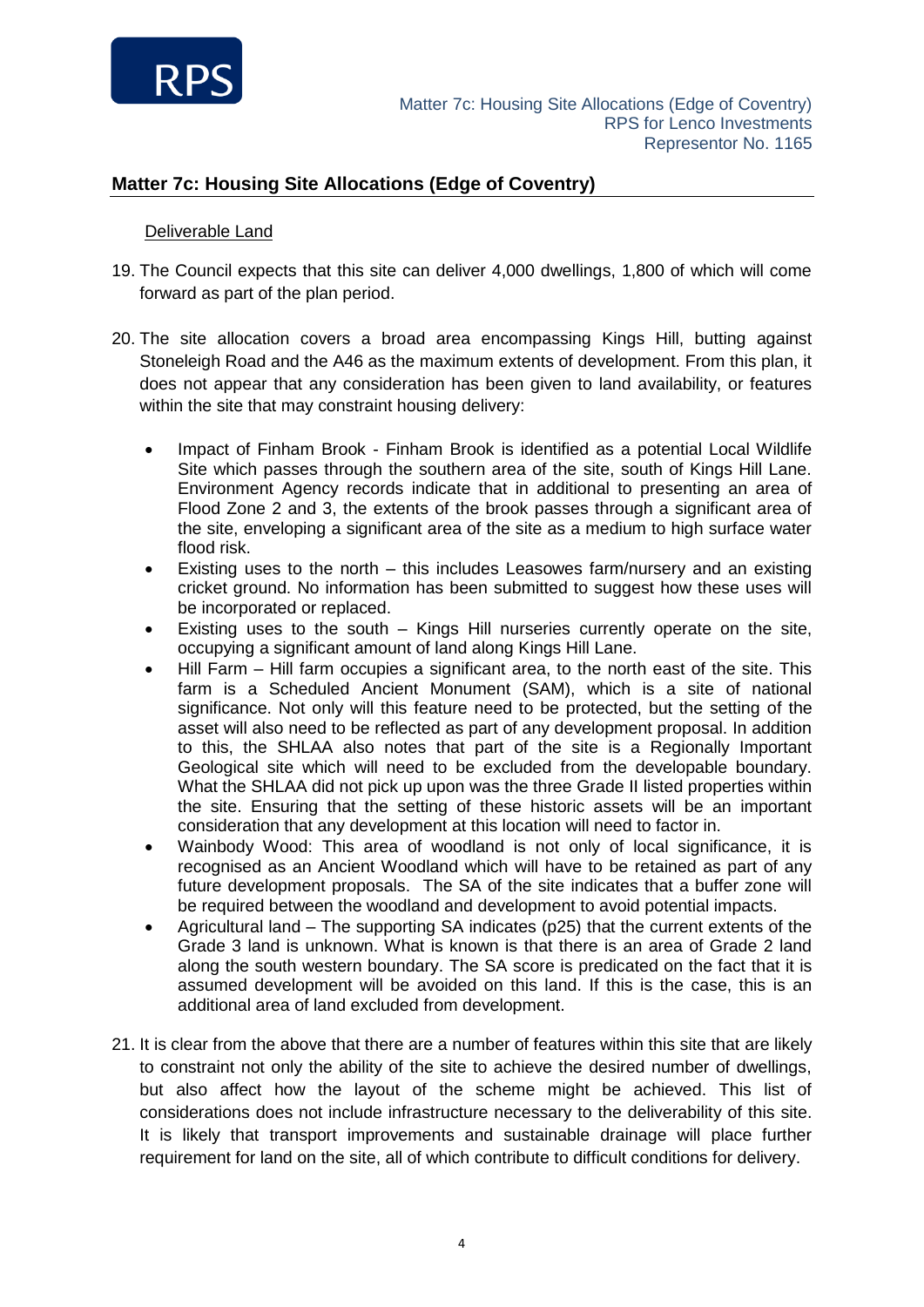## Matter 7c: Housing Site Allocations (Edge of Coventry)

Deliverable Land

19. The Council expects that this site can deliver 4,000 dwellings, 1,800 of which will come forward as part of the plan period.

20. The site allocation covers a broad area encompassing Kings Hill, butting against Stoneleigh Road and the A46 as the maximum extents of development. From this plan, it does not appear that any consideration has been given to land availability, or features within the site that may constraint housing delivery:

    - Impact of Finham Brook - Finham Brook is identified as a potential Local Wildlife Site which passes through the southern area of the site, south of Kings Hill Lane. Environment Agency records indicate that in additional to presenting an area of Flood Zone 2 and 3, the extents of the brook passes through a significant area of the site, enveloping a significant area of the site as a medium to high surface water flood risk.
    - Existing uses to the north – this includes Leasowes farm/nursery and an existing cricket ground. No information has been submitted to suggest how these uses will be incorporated or replaced.
    - Existing uses to the south – Kings Hill nurseries currently operate on the site, occupying a significant amount of land along Kings Hill Lane.
    - Hill Farm – Hill farm occupies a significant area, to the north east of the site. This farm is a Scheduled Ancient Monument (SAM), which is a site of national significance. Not only will this feature need to be protected, but the setting of the asset will also need to be reflected as part of any development proposal. In addition to this, the SHLAA also notes that part of the site is a Regionally Important Geological site which will need to be excluded from the developable boundary. What the SHLAA did not pick up upon was the three Grade II listed properties within the site. Ensuring that the setting of these historic assets will be an important consideration that any development at this location will need to factor in.
    - Wainbody Wood: This area of woodland is not only of local significance, it is recognised as an Ancient Woodland which will have to be retained as part of any future development proposals. The SA of the site indicates that a buffer zone will be required between the woodland and development to avoid potential impacts.
    - Agricultural land – The supporting SA indicates (p25) that the current extents of the Grade 3 land is unknown. What is known is that there is an area of Grade 2 land along the south western boundary. The SA score is predicated on the fact that it is assumed development will be avoided on this land. If this is the case, this is an additional area of land excluded from development.

21. It is clear from the above that there are a number of features within this site that are likely to constraint not only the ability of the site to achieve the desired number of dwellings, but also affect how the layout of the scheme might be achieved. This list of considerations does not include infrastructure necessary to the deliverability of this site. It is likely that transport improvements and sustainable drainage will place further requirement for land on the site, all of which contribute to difficult conditions for delivery.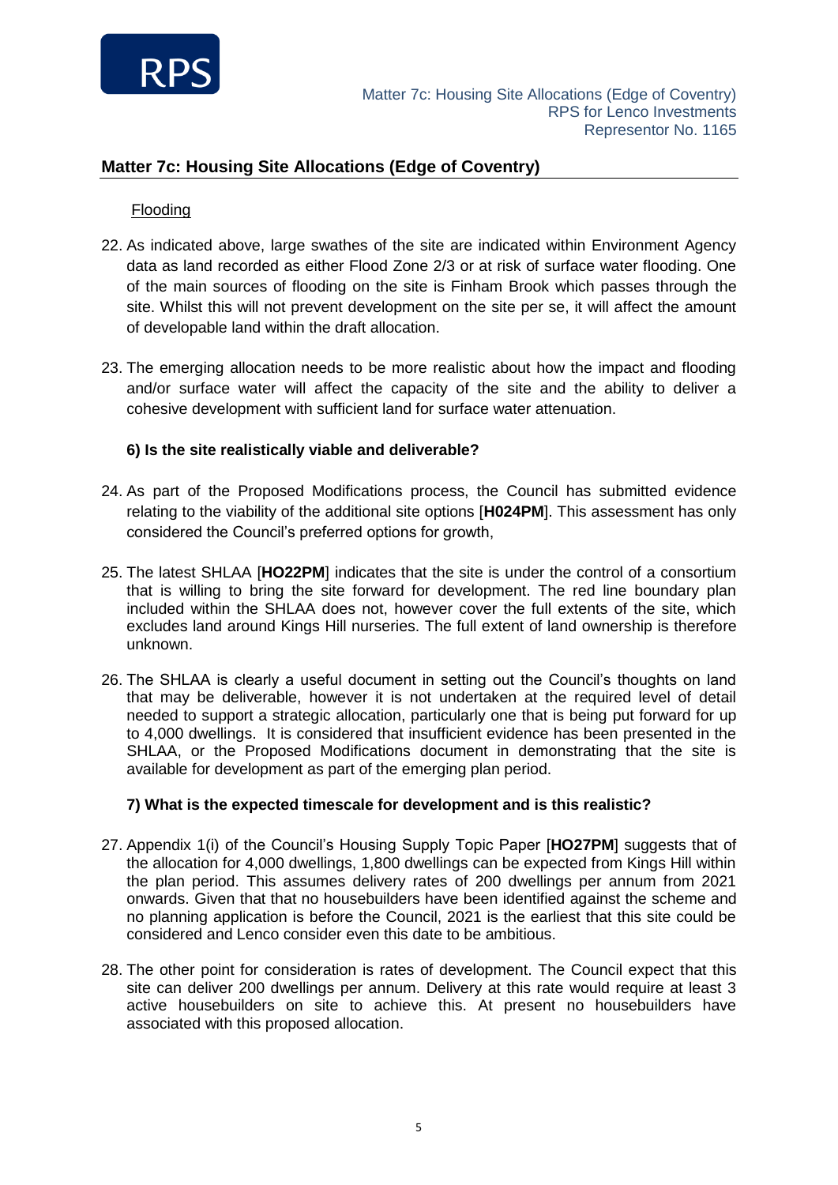## Matter 7c: Housing Site Allocations (Edge of Coventry)

Flooding

22. As indicated above, large swathes of the site are indicated within Environment Agency data as land recorded as either Flood Zone 2/3 or at risk of surface water flooding. One of the main sources of flooding on the site is Finham Brook which passes through the site. Whilst this will not prevent development on the site per se, it will affect the amount of developable land within the draft allocation.

23. The emerging allocation needs to be more realistic about how the impact and flooding and/or surface water will affect the capacity of the site and the ability to deliver a cohesive development with sufficient land for surface water attenuation.

**6) Is the site realistically viable and deliverable?**

24. As part of the Proposed Modifications process, the Council has submitted evidence relating to the viability of the additional site options [**H024PM**]. This assessment has only considered the Council's preferred options for growth,

25. The latest SHLAA [**HO22PM**] indicates that the site is under the control of a consortium that is willing to bring the site forward for development. The red line boundary plan included within the SHLAA does not, however cover the full extents of the site, which excludes land around Kings Hill nurseries. The full extent of land ownership is therefore unknown.

26. The SHLAA is clearly a useful document in setting out the Council's thoughts on land that may be deliverable, however it is not undertaken at the required level of detail needed to support a strategic allocation, particularly one that is being put forward for up to 4,000 dwellings. It is considered that insufficient evidence has been presented in the SHLAA, or the Proposed Modifications document in demonstrating that the site is available for development as part of the emerging plan period.

**7) What is the expected timescale for development and is this realistic?**

27. Appendix 1(i) of the Council's Housing Supply Topic Paper [**HO27PM**] suggests that of the allocation for 4,000 dwellings, 1,800 dwellings can be expected from Kings Hill within the plan period. This assumes delivery rates of 200 dwellings per annum from 2021 onwards. Given that that no housebuilders have been identified against the scheme and no planning application is before the Council, 2021 is the earliest that this site could be considered and Lenco consider even this date to be ambitious.

28. The other point for consideration is rates of development. The Council expect that this site can deliver 200 dwellings per annum. Delivery at this rate would require at least 3 active housebuilders on site to achieve this. At present no housebuilders have associated with this proposed allocation.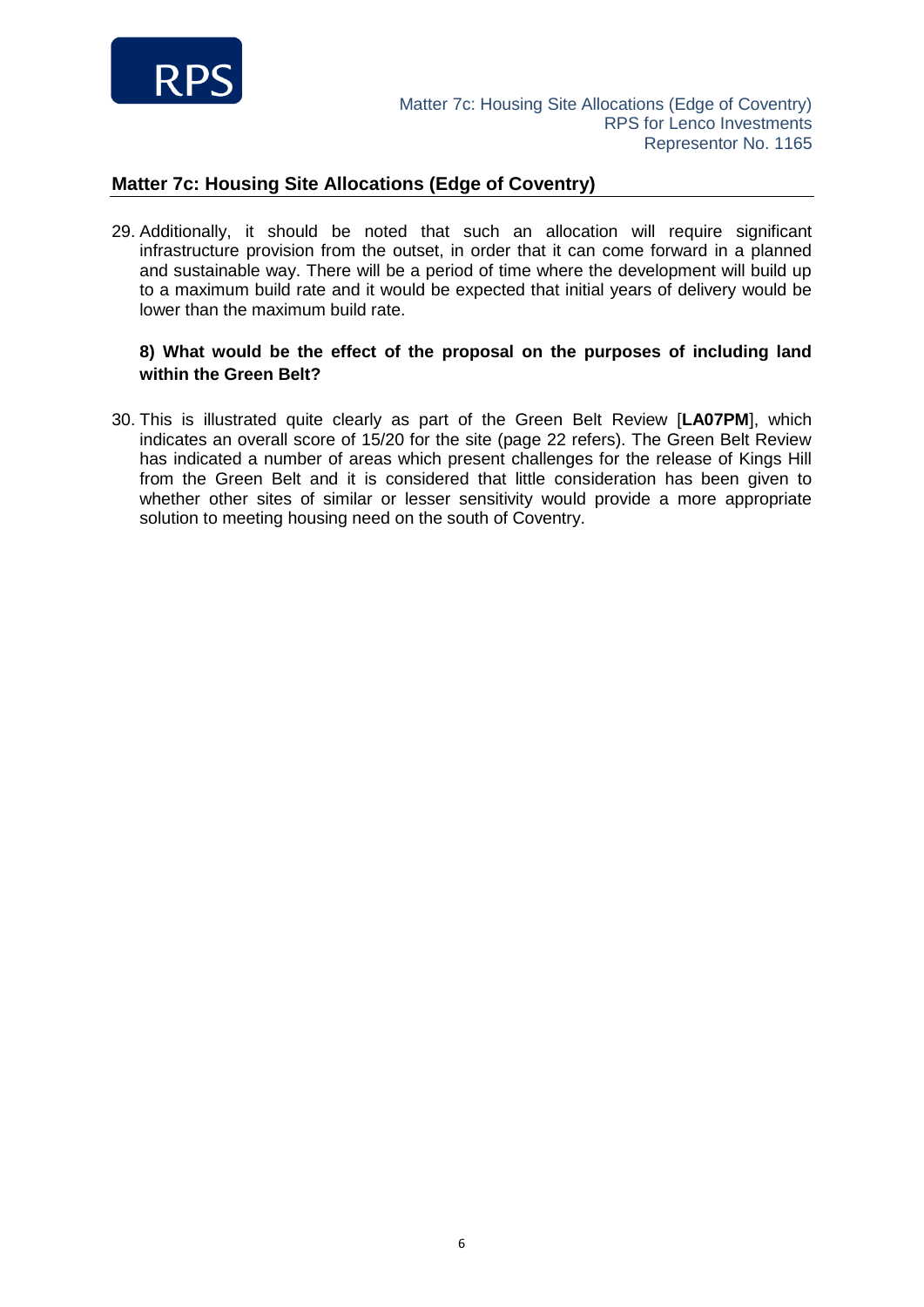## Matter 7c: Housing Site Allocations (Edge of Coventry)

29. Additionally, it should be noted that such an allocation will require significant infrastructure provision from the outset, in order that it can come forward in a planned and sustainable way. There will be a period of time where the development will build up to a maximum build rate and it would be expected that initial years of delivery would be lower than the maximum build rate.

**8) What would be the effect of the proposal on the purposes of including land within the Green Belt?**

30. This is illustrated quite clearly as part of the Green Belt Review [**LA07PM**], which indicates an overall score of 15/20 for the site (page 22 refers). The Green Belt Review has indicated a number of areas which present challenges for the release of Kings Hill from the Green Belt and it is considered that little consideration has been given to whether other sites of similar or lesser sensitivity would provide a more appropriate solution to meeting housing need on the south of Coventry.